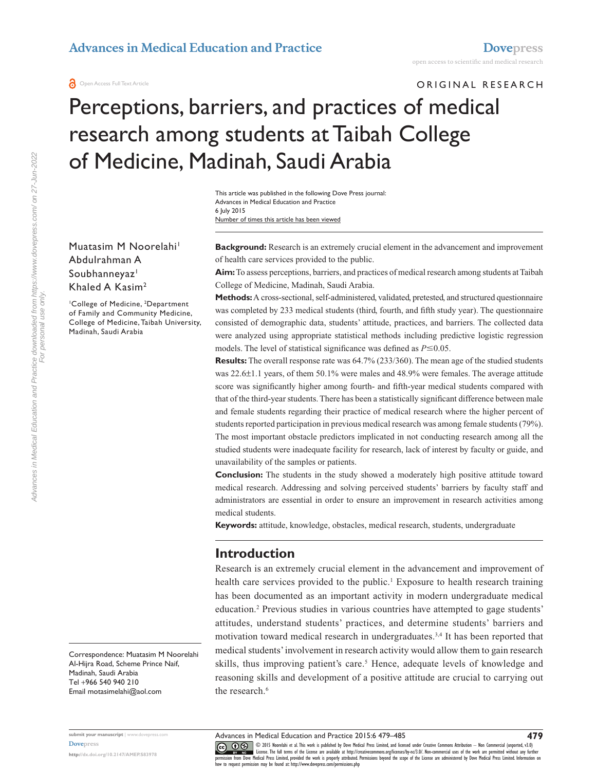Open Access Full Text Article

ORIGINAL RESEARCH

# Perceptions, barriers, and practices of medical research among students at Taibah College of Medicine, Madinah, Saudi Arabia

Muatasim M Noorelahi[1]
Abdulrahman A Soubhanneyaz[1]
Khaled A Kasim[2]

[1]College of Medicine, [2]Department of Family and Community Medicine, College of Medicine, Taibah University, Madinah, Saudi Arabia

Correspondence: Muatasim M Noorelahi
Al-Hijra Road, Scheme Prince Naif, Madinah, Saudi Arabia
Tel +966 540 940 210
Email motasimelahi@aol.com

**Background:** Research is an extremely crucial element in the advancement and improvement of health care services provided to the public.

**Aim:** To assess perceptions, barriers, and practices of medical research among students at Taibah College of Medicine, Madinah, Saudi Arabia.

**Methods:** A cross-sectional, self-administered, validated, pretested, and structured questionnaire was completed by 233 medical students (third, fourth, and fifth study year). The questionnaire consisted of demographic data, students' attitude, practices, and barriers. The collected data were analyzed using appropriate statistical methods including predictive logistic regression models. The level of statistical significance was defined as $P \leq 0.05$.

**Results:** The overall response rate was 64.7% (233/360). The mean age of the studied students was 22.6±1.1 years, of them 50.1% were males and 48.9% were females. The average attitude score was significantly higher among fourth- and fifth-year medical students compared with that of the third-year students. There has been a statistically significant difference between male and female students regarding their practice of medical research where the higher percent of students reported participation in previous medical research was among female students (79%). The most important obstacle predictors implicated in not conducting research among all the studied students were inadequate facility for research, lack of interest by faculty or guide, and unavailability of the samples or patients.

**Conclusion:** The students in the study showed a moderately high positive attitude toward medical research. Addressing and solving perceived students' barriers by faculty staff and administrators are essential in order to ensure an improvement in research activities among medical students.

**Keywords:** attitude, knowledge, obstacles, medical research, students, undergraduate

## Introduction

Research is an extremely crucial element in the advancement and improvement of health care services provided to the public.[1] Exposure to health research training has been documented as an important activity in modern undergraduate medical education.[2] Previous studies in various countries have attempted to gage students' attitudes, understand students' practices, and determine students' barriers and motivation toward medical research in undergraduates.[3,4] It has been reported that medical students' involvement in research activity would allow them to gain research skills, thus improving patient's care.[5] Hence, adequate levels of knowledge and reasoning skills and development of a positive attitude are crucial to carrying out the research.[6]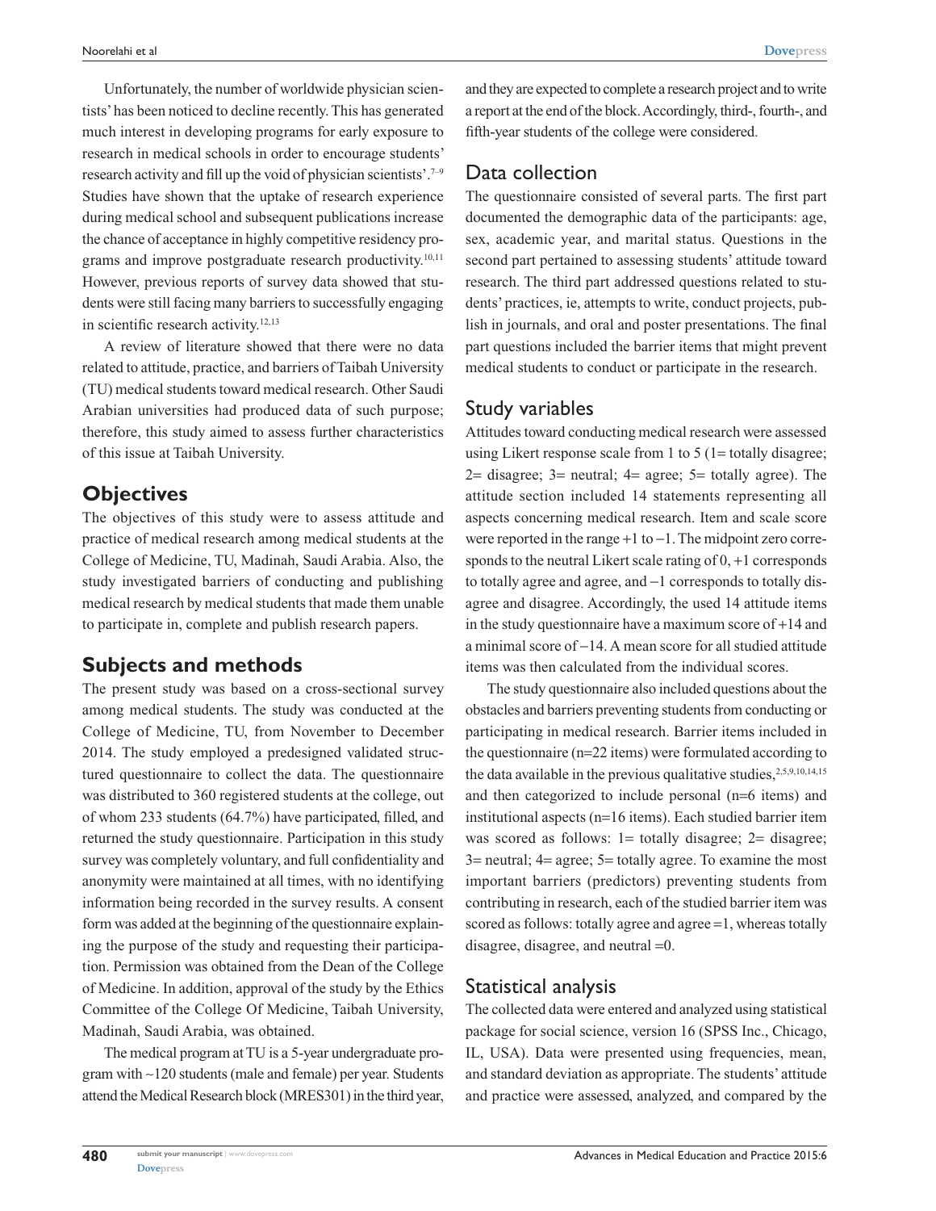Unfortunately, the number of worldwide physician scientists' has been noticed to decline recently. This has generated much interest in developing programs for early exposure to research in medical schools in order to encourage students' research activity and fill up the void of physician scientists'.[7–9] Studies have shown that the uptake of research experience during medical school and subsequent publications increase the chance of acceptance in highly competitive residency programs and improve postgraduate research productivity.[10,11] However, previous reports of survey data showed that students were still facing many barriers to successfully engaging in scientific research activity.[12,13]

A review of literature showed that there were no data related to attitude, practice, and barriers of Taibah University (TU) medical students toward medical research. Other Saudi Arabian universities had produced data of such purpose; therefore, this study aimed to assess further characteristics of this issue at Taibah University.

## Objectives

The objectives of this study were to assess attitude and practice of medical research among medical students at the College of Medicine, TU, Madinah, Saudi Arabia. Also, the study investigated barriers of conducting and publishing medical research by medical students that made them unable to participate in, complete and publish research papers.

## Subjects and methods

The present study was based on a cross-sectional survey among medical students. The study was conducted at the College of Medicine, TU, from November to December 2014. The study employed a predesigned validated structured questionnaire to collect the data. The questionnaire was distributed to 360 registered students at the college, out of whom 233 students (64.7%) have participated, filled, and returned the study questionnaire. Participation in this study survey was completely voluntary, and full confidentiality and anonymity were maintained at all times, with no identifying information being recorded in the survey results. A consent form was added at the beginning of the questionnaire explaining the purpose of the study and requesting their participation. Permission was obtained from the Dean of the College of Medicine. In addition, approval of the study by the Ethics Committee of the College Of Medicine, Taibah University, Madinah, Saudi Arabia, was obtained.

The medical program at TU is a 5-year undergraduate program with ~120 students (male and female) per year. Students attend the Medical Research block (MRES301) in the third year, and they are expected to complete a research project and to write a report at the end of the block. Accordingly, third-, fourth-, and fifth-year students of the college were considered.

### Data collection

The questionnaire consisted of several parts. The first part documented the demographic data of the participants: age, sex, academic year, and marital status. Questions in the second part pertained to assessing students' attitude toward research. The third part addressed questions related to students' practices, ie, attempts to write, conduct projects, publish in journals, and oral and poster presentations. The final part questions included the barrier items that might prevent medical students to conduct or participate in the research.

### Study variables

Attitudes toward conducting medical research were assessed using Likert response scale from 1 to 5 (1= totally disagree; 2= disagree; 3= neutral; 4= agree; 5= totally agree). The attitude section included 14 statements representing all aspects concerning medical research. Item and scale score were reported in the range +1 to −1. The midpoint zero corresponds to the neutral Likert scale rating of 0, +1 corresponds to totally agree and agree, and −1 corresponds to totally disagree and disagree. Accordingly, the used 14 attitude items in the study questionnaire have a maximum score of +14 and a minimal score of −14. A mean score for all studied attitude items was then calculated from the individual scores.

The study questionnaire also included questions about the obstacles and barriers preventing students from conducting or participating in medical research. Barrier items included in the questionnaire (n=22 items) were formulated according to the data available in the previous qualitative studies,[2,5,9,10,14,15] and then categorized to include personal (n=6 items) and institutional aspects (n=16 items). Each studied barrier item was scored as follows: 1= totally disagree; 2= disagree; 3= neutral; 4= agree; 5= totally agree. To examine the most important barriers (predictors) preventing students from contributing in research, each of the studied barrier item was scored as follows: totally agree and agree =1, whereas totally disagree, disagree, and neutral =0.

### Statistical analysis

The collected data were entered and analyzed using statistical package for social science, version 16 (SPSS Inc., Chicago, IL, USA). Data were presented using frequencies, mean, and standard deviation as appropriate. The students' attitude and practice were assessed, analyzed, and compared by the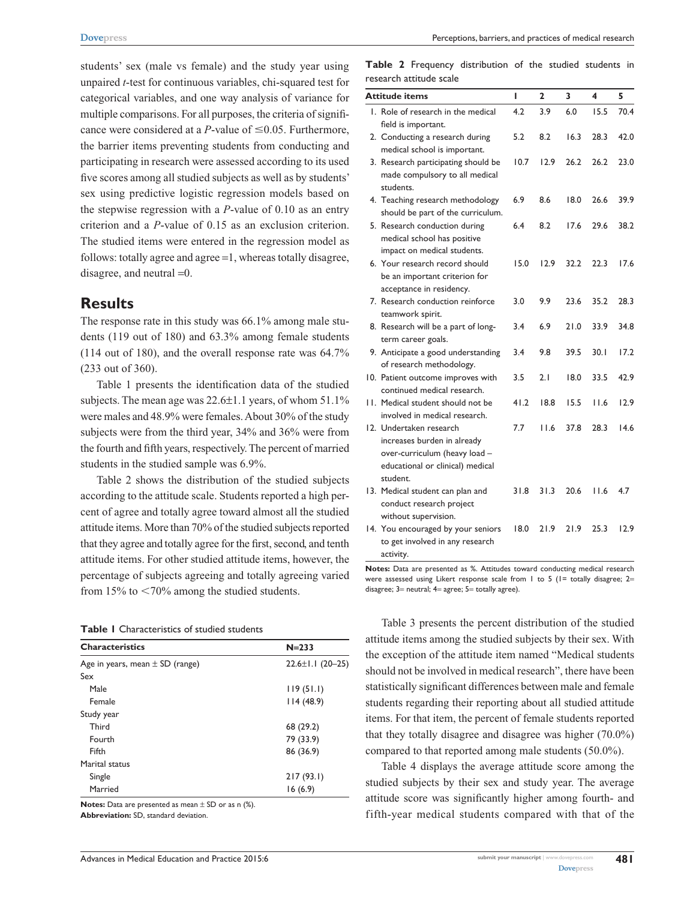students' sex (male vs female) and the study year using unpaired *t*-test for continuous variables, chi-squared test for categorical variables, and one way analysis of variance for multiple comparisons. For all purposes, the criteria of significance were considered at a *P*-value of ≤0.05. Furthermore, the barrier items preventing students from conducting and participating in research were assessed according to its used five scores among all studied subjects as well as by students' sex using predictive logistic regression models based on the stepwise regression with a *P*-value of 0.10 as an entry criterion and a *P*-value of 0.15 as an exclusion criterion. The studied items were entered in the regression model as follows: totally agree and agree =1, whereas totally disagree, disagree, and neutral =0.

## Results

The response rate in this study was 66.1% among male students (119 out of 180) and 63.3% among female students (114 out of 180), and the overall response rate was 64.7% (233 out of 360).

Table 1 presents the identification data of the studied subjects. The mean age was 22.6±1.1 years, of whom 51.1% were males and 48.9% were females. About 30% of the study subjects were from the third year, 34% and 36% were from the fourth and fifth years, respectively. The percent of married students in the studied sample was 6.9%.

Table 2 shows the distribution of the studied subjects according to the attitude scale. Students reported a high percent of agree and totally agree toward almost all the studied attitude items. More than 70% of the studied subjects reported that they agree and totally agree for the first, second, and tenth attitude items. For other studied attitude items, however, the percentage of subjects agreeing and totally agreeing varied from 15% to <70% among the studied students.

**Table 1** Characteristics of studied students

| Characteristics | N=233 |
|---|---|
| Age in years, mean ± SD (range) | 22.6±1.1 (20–25) |
| Sex | |
| Male | 119 (51.1) |
| Female | 114 (48.9) |
| Study year | |
| Third | 68 (29.2) |
| Fourth | 79 (33.9) |
| Fifth | 86 (36.9) |
| Marital status | |
| Single | 217 (93.1) |
| Married | 16 (6.9) |

**Notes:** Data are presented as mean ± SD or as n (%).
**Abbreviation:** SD, standard deviation.

**Table 2** Frequency distribution of the studied students in research attitude scale

| Attitude items | 1 | 2 | 3 | 4 | 5 |
|---|---|---|---|---|---|
| 1. Role of research in the medical field is important. | 4.2 | 3.9 | 6.0 | 15.5 | 70.4 |
| 2. Conducting a research during medical school is important. | 5.2 | 8.2 | 16.3 | 28.3 | 42.0 |
| 3. Research participating should be made compulsory to all medical students. | 10.7 | 12.9 | 26.2 | 26.2 | 23.0 |
| 4. Teaching research methodology should be part of the curriculum. | 6.9 | 8.6 | 18.0 | 26.6 | 39.9 |
| 5. Research conduction during medical school has positive impact on medical students. | 6.4 | 8.2 | 17.6 | 29.6 | 38.2 |
| 6. Your research record should be an important criterion for acceptance in residency. | 15.0 | 12.9 | 32.2 | 22.3 | 17.6 |
| 7. Research conduction reinforce teamwork spirit. | 3.0 | 9.9 | 23.6 | 35.2 | 28.3 |
| 8. Research will be a part of long-term career goals. | 3.4 | 6.9 | 21.0 | 33.9 | 34.8 |
| 9. Anticipate a good understanding of research methodology. | 3.4 | 9.8 | 39.5 | 30.1 | 17.2 |
| 10. Patient outcome improves with continued medical research. | 3.5 | 2.1 | 18.0 | 33.5 | 42.9 |
| 11. Medical student should not be involved in medical research. | 41.2 | 18.8 | 15.5 | 11.6 | 12.9 |
| 12. Undertaken research increases burden in already over-curriculum (heavy load – educational or clinical) medical student. | 7.7 | 11.6 | 37.8 | 28.3 | 14.6 |
| 13. Medical student can plan and conduct research project without supervision. | 31.8 | 31.3 | 20.6 | 11.6 | 4.7 |
| 14. You encouraged by your seniors to get involved in any research activity. | 18.0 | 21.9 | 21.9 | 25.3 | 12.9 |

**Notes:** Data are presented as %. Attitudes toward conducting medical research were assessed using Likert response scale from 1 to 5 (1= totally disagree; 2= disagree; 3= neutral; 4= agree; 5= totally agree).

Table 3 presents the percent distribution of the studied attitude items among the studied subjects by their sex. With the exception of the attitude item named "Medical students should not be involved in medical research", there have been statistically significant differences between male and female students regarding their reporting about all studied attitude items. For that item, the percent of female students reported that they totally disagree and disagree was higher (70.0%) compared to that reported among male students (50.0%).

Table 4 displays the average attitude score among the studied subjects by their sex and study year. The average attitude score was significantly higher among fourth- and fifth-year medical students compared with that of the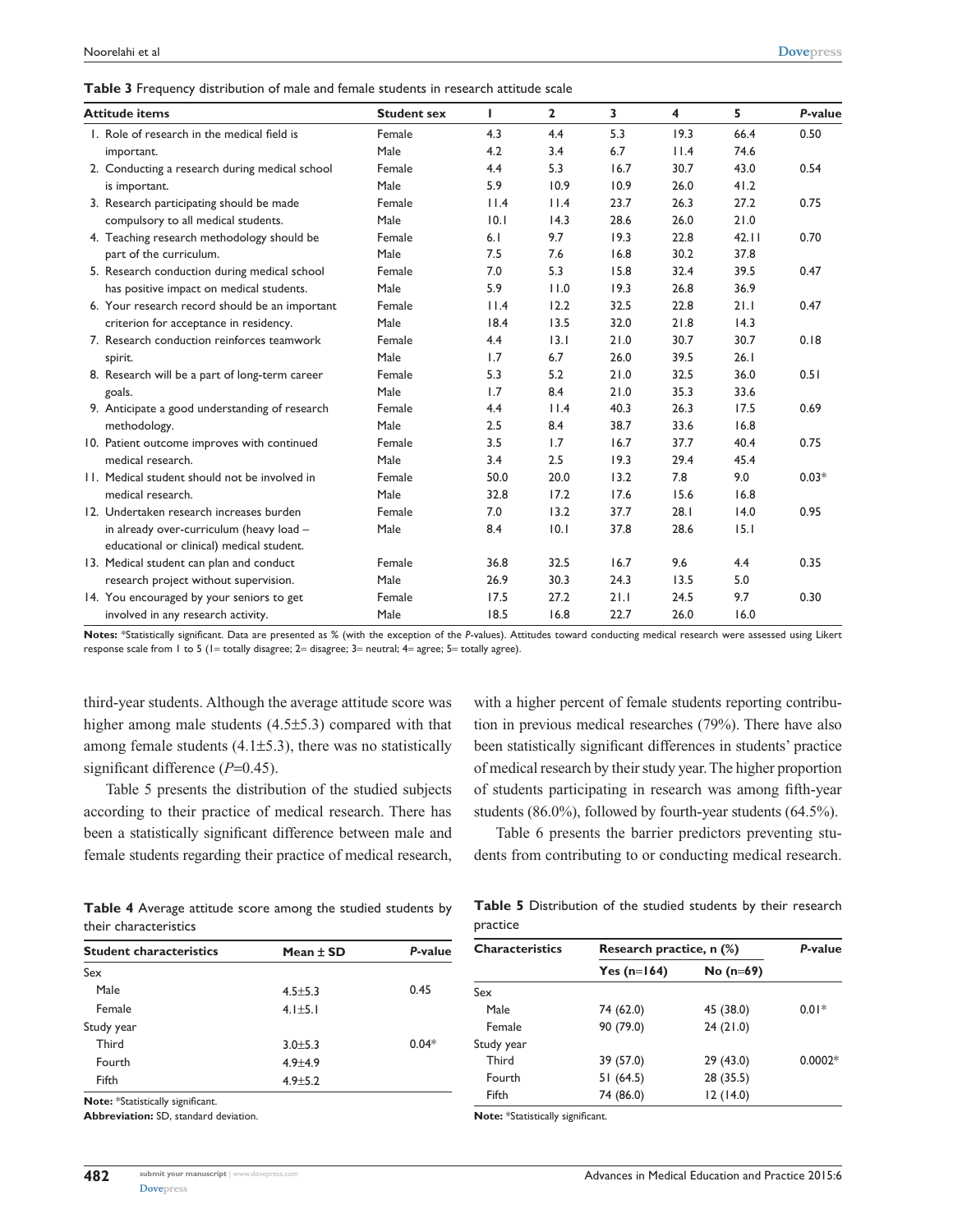**Table 3** Frequency distribution of male and female students in research attitude scale

| Attitude items | Student sex | 1 | 2 | 3 | 4 | 5 | *P*-value |
|---|---|---|---|---|---|---|---|
| 1. Role of research in the medical field is important. | Female | 4.3 | 4.4 | 5.3 | 19.3 | 66.4 | 0.50 |
| | Male | 4.2 | 3.4 | 6.7 | 11.4 | 74.6 | |
| 2. Conducting a research during medical school is important. | Female | 4.4 | 5.3 | 16.7 | 30.7 | 43.0 | 0.54 |
| | Male | 5.9 | 10.9 | 10.9 | 26.0 | 41.2 | |
| 3. Research participating should be made compulsory to all medical students. | Female | 11.4 | 11.4 | 23.7 | 26.3 | 27.2 | 0.75 |
| | Male | 10.1 | 14.3 | 28.6 | 26.0 | 21.0 | |
| 4. Teaching research methodology should be part of the curriculum. | Female | 6.1 | 9.7 | 19.3 | 22.8 | 42.11 | 0.70 |
| | Male | 7.5 | 7.6 | 16.8 | 30.2 | 37.8 | |
| 5. Research conduction during medical school has positive impact on medical students. | Female | 7.0 | 5.3 | 15.8 | 32.4 | 39.5 | 0.47 |
| | Male | 5.9 | 11.0 | 19.3 | 26.8 | 36.9 | |
| 6. Your research record should be an important criterion for acceptance in residency. | Female | 11.4 | 12.2 | 32.5 | 22.8 | 21.1 | 0.47 |
| | Male | 18.4 | 13.5 | 32.0 | 21.8 | 14.3 | |
| 7. Research conduction reinforces teamwork spirit. | Female | 4.4 | 13.1 | 21.0 | 30.7 | 30.7 | 0.18 |
| | Male | 1.7 | 6.7 | 26.0 | 39.5 | 26.1 | |
| 8. Research will be a part of long-term career goals. | Female | 5.3 | 5.2 | 21.0 | 32.5 | 36.0 | 0.51 |
| | Male | 1.7 | 8.4 | 21.0 | 35.3 | 33.6 | |
| 9. Anticipate a good understanding of research methodology. | Female | 4.4 | 11.4 | 40.3 | 26.3 | 17.5 | 0.69 |
| | Male | 2.5 | 8.4 | 38.7 | 33.6 | 16.8 | |
| 10. Patient outcome improves with continued medical research. | Female | 3.5 | 1.7 | 16.7 | 37.7 | 40.4 | 0.75 |
| | Male | 3.4 | 2.5 | 19.3 | 29.4 | 45.4 | |
| 11. Medical student should not be involved in medical research. | Female | 50.0 | 20.0 | 13.2 | 7.8 | 9.0 | 0.03* |
| | Male | 32.8 | 17.2 | 17.6 | 15.6 | 16.8 | |
| 12. Undertaken research increases burden in already over-curriculum (heavy load – educational or clinical) medical student. | Female | 7.0 | 13.2 | 37.7 | 28.1 | 14.0 | 0.95 |
| | Male | 8.4 | 10.1 | 37.8 | 28.6 | 15.1 | |
| 13. Medical student can plan and conduct research project without supervision. | Female | 36.8 | 32.5 | 16.7 | 9.6 | 4.4 | 0.35 |
| | Male | 26.9 | 30.3 | 24.3 | 13.5 | 5.0 | |
| 14. You encouraged by your seniors to get involved in any research activity. | Female | 17.5 | 27.2 | 21.1 | 24.5 | 9.7 | 0.30 |
| | Male | 18.5 | 16.8 | 22.7 | 26.0 | 16.0 | |

**Notes:** *Statistically significant. Data are presented as % (with the exception of the *P*-values). Attitudes toward conducting medical research were assessed using Likert response scale from 1 to 5 (1= totally disagree; 2= disagree; 3= neutral; 4= agree; 5= totally agree).

third-year students. Although the average attitude score was higher among male students (4.5±5.3) compared with that among female students (4.1±5.3), there was no statistically significant difference (*P*=0.45).

Table 5 presents the distribution of the studied subjects according to their practice of medical research. There has been a statistically significant difference between male and female students regarding their practice of medical research, with a higher percent of female students reporting contribution in previous medical researches (79%). There have also been statistically significant differences in students' practice of medical research by their study year. The higher proportion of students participating in research was among fifth-year students (86.0%), followed by fourth-year students (64.5%).

Table 6 presents the barrier predictors preventing students from contributing to or conducting medical research.

**Table 4** Average attitude score among the studied students by their characteristics

| Student characteristics | Mean ± SD | *P*-value |
|---|---|---|
| Sex | | |
| Male | 4.5±5.3 | 0.45 |
| Female | 4.1±5.1 | |
| Study year | | |
| Third | 3.0±5.3 | 0.04* |
| Fourth | 4.9±4.9 | |
| Fifth | 4.9±5.2 | |

**Note:** *Statistically significant.
**Abbreviation:** SD, standard deviation.

**Table 5** Distribution of the studied students by their research practice

| Characteristics | Research practice, n (%) | | *P*-value |
|---|---|---|---|
| | Yes (n=164) | No (n=69) | |
| Sex | | | |
| Male | 74 (62.0) | 45 (38.0) | 0.01* |
| Female | 90 (79.0) | 24 (21.0) | |
| Study year | | | |
| Third | 39 (57.0) | 29 (43.0) | 0.0002* |
| Fourth | 51 (64.5) | 28 (35.5) | |
| Fifth | 74 (86.0) | 12 (14.0) | |

**Note:** *Statistically significant.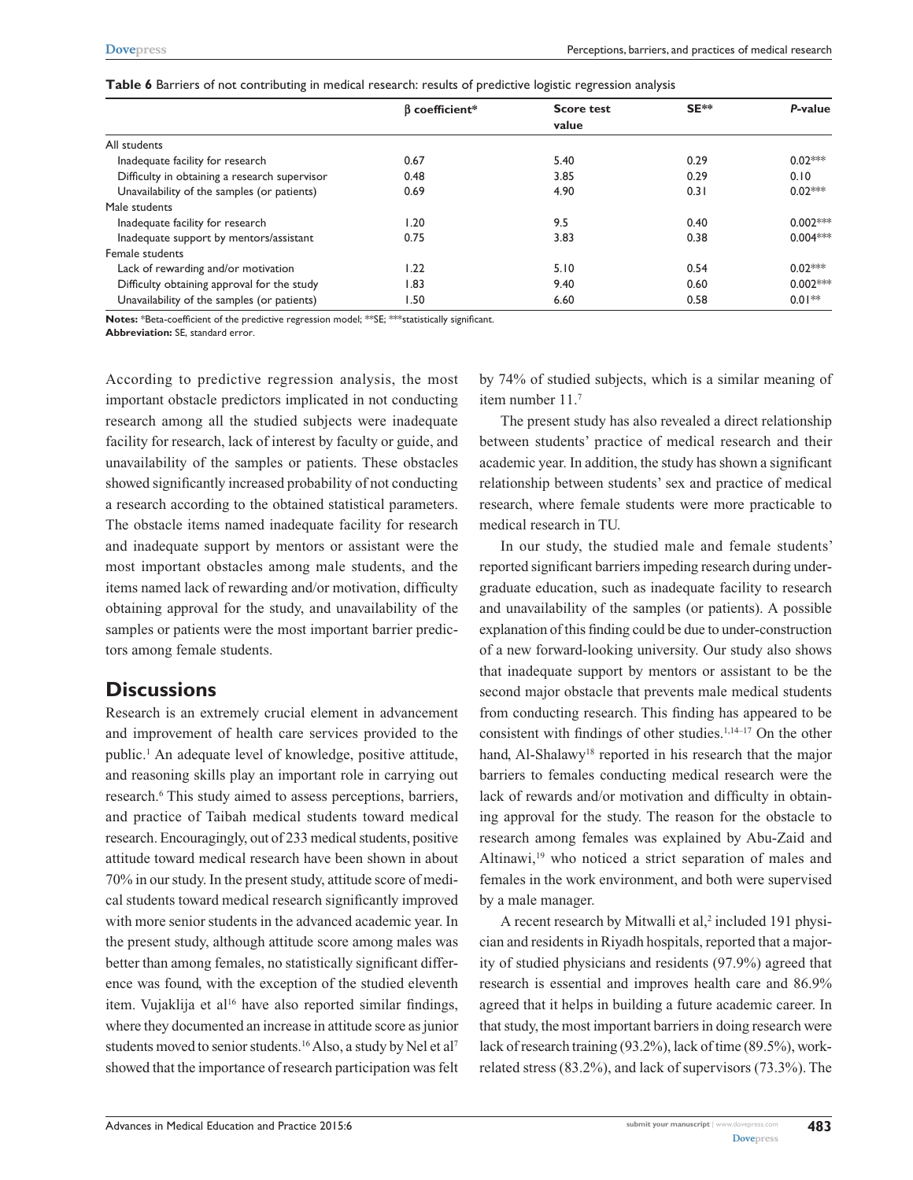**Table 6** Barriers of not contributing in medical research: results of predictive logistic regression analysis

| | β coefficient* | Score test value | SE** | *P*-value |
|---|---|---|---|---|
| All students | | | | |
| Inadequate facility for research | 0.67 | 5.40 | 0.29 | 0.02*** |
| Difficulty in obtaining a research supervisor | 0.48 | 3.85 | 0.29 | 0.10 |
| Unavailability of the samples (or patients) | 0.69 | 4.90 | 0.31 | 0.02*** |
| Male students | | | | |
| Inadequate facility for research | 1.20 | 9.5 | 0.40 | 0.002*** |
| Inadequate support by mentors/assistant | 0.75 | 3.83 | 0.38 | 0.004*** |
| Female students | | | | |
| Lack of rewarding and/or motivation | 1.22 | 5.10 | 0.54 | 0.02*** |
| Difficulty obtaining approval for the study | 1.83 | 9.40 | 0.60 | 0.002*** |
| Unavailability of the samples (or patients) | 1.50 | 6.60 | 0.58 | 0.01** |

**Notes:** *Beta-coefficient of the predictive regression model; **SE; ***statistically significant.
**Abbreviation:** SE, standard error.

According to predictive regression analysis, the most important obstacle predictors implicated in not conducting research among all the studied subjects were inadequate facility for research, lack of interest by faculty or guide, and unavailability of the samples or patients. These obstacles showed significantly increased probability of not conducting a research according to the obtained statistical parameters. The obstacle items named inadequate facility for research and inadequate support by mentors or assistant were the most important obstacles among male students, and the items named lack of rewarding and/or motivation, difficulty obtaining approval for the study, and unavailability of the samples or patients were the most important barrier predictors among female students.

## Discussions

Research is an extremely crucial element in advancement and improvement of health care services provided to the public.[1] An adequate level of knowledge, positive attitude, and reasoning skills play an important role in carrying out research.[6] This study aimed to assess perceptions, barriers, and practice of Taibah medical students toward medical research. Encouragingly, out of 233 medical students, positive attitude toward medical research have been shown in about 70% in our study. In the present study, attitude score of medical students toward medical research significantly improved with more senior students in the advanced academic year. In the present study, although attitude score among males was better than among females, no statistically significant difference was found, with the exception of the studied eleventh item. Vujaklija et al[16] have also reported similar findings, where they documented an increase in attitude score as junior students moved to senior students.[16] Also, a study by Nel et al[7] showed that the importance of research participation was felt by 74% of studied subjects, which is a similar meaning of item number 11.[7]

The present study has also revealed a direct relationship between students' practice of medical research and their academic year. In addition, the study has shown a significant relationship between students' sex and practice of medical research, where female students were more practicable to medical research in TU.

In our study, the studied male and female students' reported significant barriers impeding research during undergraduate education, such as inadequate facility to research and unavailability of the samples (or patients). A possible explanation of this finding could be due to under-construction of a new forward-looking university. Our study also shows that inadequate support by mentors or assistant to be the second major obstacle that prevents male medical students from conducting research. This finding has appeared to be consistent with findings of other studies.[1,14–17] On the other hand, Al-Shalawy[18] reported in his research that the major barriers to females conducting medical research were the lack of rewards and/or motivation and difficulty in obtaining approval for the study. The reason for the obstacle to research among females was explained by Abu-Zaid and Altinawi,[19] who noticed a strict separation of males and females in the work environment, and both were supervised by a male manager.

A recent research by Mitwalli et al,[2] included 191 physician and residents in Riyadh hospitals, reported that a majority of studied physicians and residents (97.9%) agreed that research is essential and improves health care and 86.9% agreed that it helps in building a future academic career. In that study, the most important barriers in doing research were lack of research training (93.2%), lack of time (89.5%), work-related stress (83.2%), and lack of supervisors (73.3%). The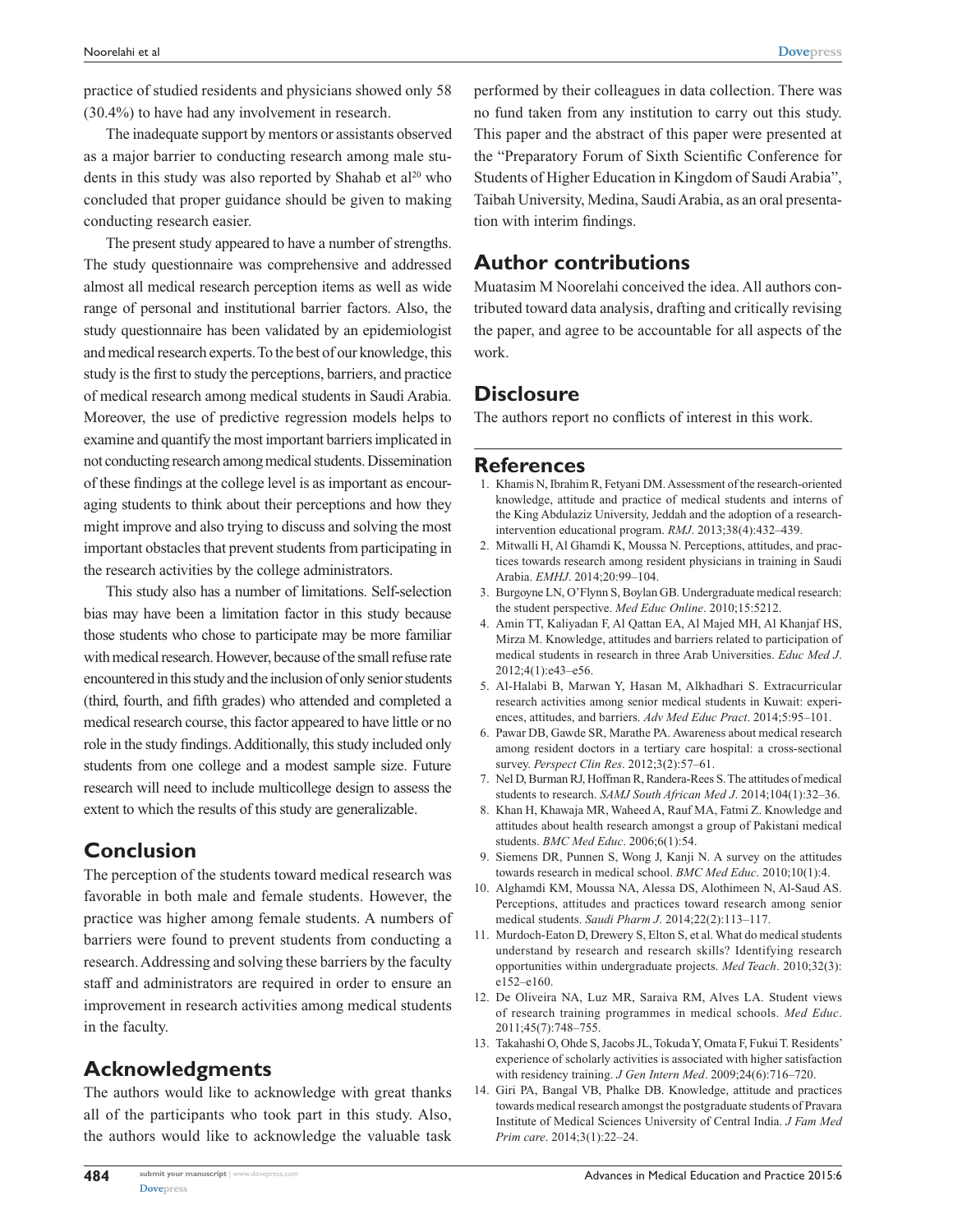practice of studied residents and physicians showed only 58 (30.4%) to have had any involvement in research.

The inadequate support by mentors or assistants observed as a major barrier to conducting research among male students in this study was also reported by Shahab et al[20] who concluded that proper guidance should be given to making conducting research easier.

The present study appeared to have a number of strengths. The study questionnaire was comprehensive and addressed almost all medical research perception items as well as wide range of personal and institutional barrier factors. Also, the study questionnaire has been validated by an epidemiologist and medical research experts. To the best of our knowledge, this study is the first to study the perceptions, barriers, and practice of medical research among medical students in Saudi Arabia. Moreover, the use of predictive regression models helps to examine and quantify the most important barriers implicated in not conducting research among medical students. Dissemination of these findings at the college level is as important as encouraging students to think about their perceptions and how they might improve and also trying to discuss and solving the most important obstacles that prevent students from participating in the research activities by the college administrators.

This study also has a number of limitations. Self-selection bias may have been a limitation factor in this study because those students who chose to participate may be more familiar with medical research. However, because of the small refuse rate encountered in this study and the inclusion of only senior students (third, fourth, and fifth grades) who attended and completed a medical research course, this factor appeared to have little or no role in the study findings. Additionally, this study included only students from one college and a modest sample size. Future research will need to include multicollege design to assess the extent to which the results of this study are generalizable.

## Conclusion

The perception of the students toward medical research was favorable in both male and female students. However, the practice was higher among female students. A numbers of barriers were found to prevent students from conducting a research. Addressing and solving these barriers by the faculty staff and administrators are required in order to ensure an improvement in research activities among medical students in the faculty.

## Acknowledgments

The authors would like to acknowledge with great thanks all of the participants who took part in this study. Also, the authors would like to acknowledge the valuable task performed by their colleagues in data collection. There was no fund taken from any institution to carry out this study. This paper and the abstract of this paper were presented at the "Preparatory Forum of Sixth Scientific Conference for Students of Higher Education in Kingdom of Saudi Arabia", Taibah University, Medina, Saudi Arabia, as an oral presentation with interim findings.

## Author contributions

Muatasim M Noorelahi conceived the idea. All authors contributed toward data analysis, drafting and critically revising the paper, and agree to be accountable for all aspects of the work.

## Disclosure

The authors report no conflicts of interest in this work.

## References

1. Khamis N, Ibrahim R, Fetyani DM. Assessment of the research-oriented knowledge, attitude and practice of medical students and interns of the King Abdulaziz University, Jeddah and the adoption of a research-intervention educational program. *RMJ*. 2013;38(4):432–439.
2. Mitwalli H, Al Ghamdi K, Moussa N. Perceptions, attitudes, and practices towards research among resident physicians in training in Saudi Arabia. *EMHJ*. 2014;20:99–104.
3. Burgoyne LN, O'Flynn S, Boylan GB. Undergraduate medical research: the student perspective. *Med Educ Online*. 2010;15:5212.
4. Amin TT, Kaliyadan F, Al Qattan EA, Al Majed MH, Al Khanjaf HS, Mirza M. Knowledge, attitudes and barriers related to participation of medical students in research in three Arab Universities. *Educ Med J*. 2012;4(1):e43–e56.
5. Al-Halabi B, Marwan Y, Hasan M, Alkhadhari S. Extracurricular research activities among senior medical students in Kuwait: experiences, attitudes, and barriers. *Adv Med Educ Pract*. 2014;5:95–101.
6. Pawar DB, Gawde SR, Marathe PA. Awareness about medical research among resident doctors in a tertiary care hospital: a cross-sectional survey. *Perspect Clin Res*. 2012;3(2):57–61.
7. Nel D, Burman RJ, Hoffman R, Randera-Rees S. The attitudes of medical students to research. *SAMJ South African Med J*. 2014;104(1):32–36.
8. Khan H, Khawaja MR, Waheed A, Rauf MA, Fatmi Z. Knowledge and attitudes about health research amongst a group of Pakistani medical students. *BMC Med Educ*. 2006;6(1):54.
9. Siemens DR, Punnen S, Wong J, Kanji N. A survey on the attitudes towards research in medical school. *BMC Med Educ*. 2010;10(1):4.
10. Alghamdi KM, Moussa NA, Alessa DS, Alothimeen N, Al-Saud AS. Perceptions, attitudes and practices toward research among senior medical students. *Saudi Pharm J*. 2014;22(2):113–117.
11. Murdoch-Eaton D, Drewery S, Elton S, et al. What do medical students understand by research and research skills? Identifying research opportunities within undergraduate projects. *Med Teach*. 2010;32(3): e152–e160.
12. De Oliveira NA, Luz MR, Saraiva RM, Alves LA. Student views of research training programmes in medical schools. *Med Educ*. 2011;45(7):748–755.
13. Takahashi O, Ohde S, Jacobs JL, Tokuda Y, Omata F, Fukui T. Residents' experience of scholarly activities is associated with higher satisfaction with residency training. *J Gen Intern Med*. 2009;24(6):716–720.
14. Giri PA, Bangal VB, Phalke DB. Knowledge, attitude and practices towards medical research amongst the postgraduate students of Pravara Institute of Medical Sciences University of Central India. *J Fam Med Prim care*. 2014;3(1):22–24.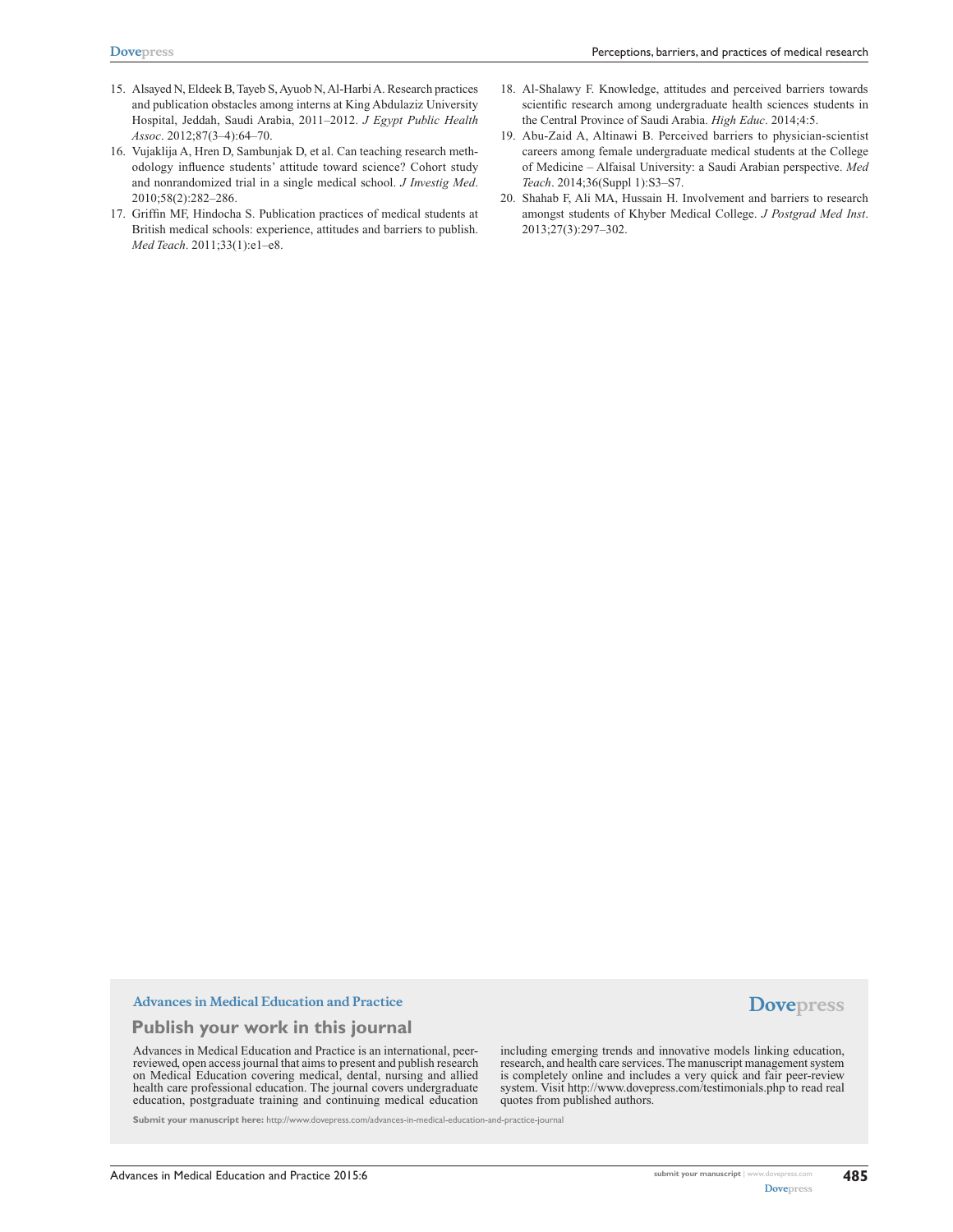15. Alsayed N, Eldeek B, Tayeb S, Ayuob N, Al-Harbi A. Research practices and publication obstacles among interns at King Abdulaziz University Hospital, Jeddah, Saudi Arabia, 2011–2012. *J Egypt Public Health Assoc*. 2012;87(3–4):64–70.
16. Vujaklija A, Hren D, Sambunjak D, et al. Can teaching research methodology influence students' attitude toward science? Cohort study and nonrandomized trial in a single medical school. *J Investig Med*. 2010;58(2):282–286.
17. Griffin MF, Hindocha S. Publication practices of medical students at British medical schools: experience, attitudes and barriers to publish. *Med Teach*. 2011;33(1):e1–e8.
18. Al-Shalawy F. Knowledge, attitudes and perceived barriers towards scientific research among undergraduate health sciences students in the Central Province of Saudi Arabia. *High Educ*. 2014;4:5.
19. Abu-Zaid A, Altinawi B. Perceived barriers to physician-scientist careers among female undergraduate medical students at the College of Medicine – Alfaisal University: a Saudi Arabian perspective. *Med Teach*. 2014;36(Suppl 1):S3–S7.
20. Shahab F, Ali MA, Hussain H. Involvement and barriers to research amongst students of Khyber Medical College. *J Postgrad Med Inst*. 2013;27(3):297–302.

**Advances in Medical Education and Practice**

**Publish your work in this journal**

Advances in Medical Education and Practice is an international, peer-reviewed, open access journal that aims to present and publish research on Medical Education covering medical, dental, nursing and allied health care professional education. The journal covers undergraduate education, postgraduate training and continuing medical education including emerging trends and innovative models linking education, research, and health care services. The manuscript management system is completely online and includes a very quick and fair peer-review system. Visit http://www.dovepress.com/testimonials.php to read real quotes from published authors.

**Submit your manuscript here:** http://www.dovepress.com/advances-in-medical-education-and-practice-journal